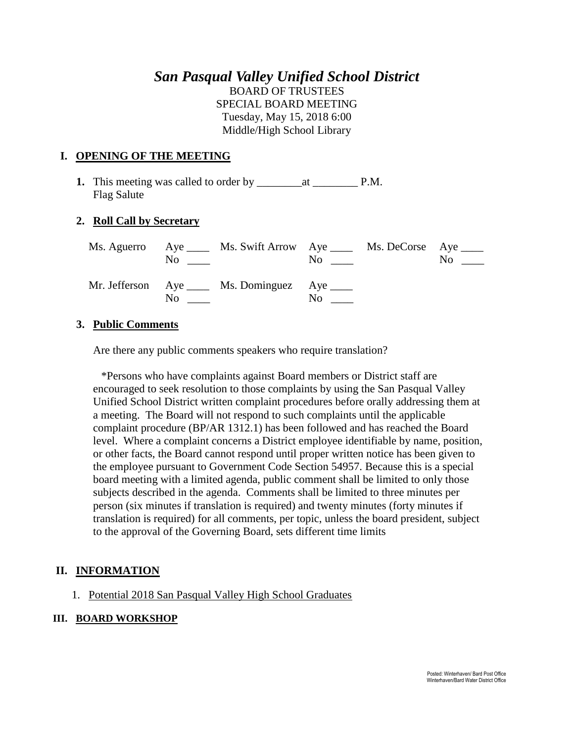# *San Pasqual Valley Unified School District*

BOARD OF TRUSTEES
SPECIAL BOARD MEETING
Tuesday, May 15, 2018 6:00
Middle/High School Library

## I. OPENING OF THE MEETING

**1.** This meeting was called to order by ________at ________ P.M.
Flag Salute

**2. Roll Call by Secretary**

| | | | | | |
|---|---|---|---|---|---|
| Ms. Aguerro | Aye ____ No ____ | Ms. Swift Arrow | Aye ____ No ____ | Ms. DeCorse | Aye ____ No ____ |
| Mr. Jefferson | Aye ____ No ____ | Ms. Dominguez | Aye ____ No ____ | | |

**3. Public Comments**

Are there any public comments speakers who require translation?

*Persons who have complaints against Board members or District staff are encouraged to seek resolution to those complaints by using the San Pasqual Valley Unified School District written complaint procedures before orally addressing them at a meeting. The Board will not respond to such complaints until the applicable complaint procedure (BP/AR 1312.1) has been followed and has reached the Board level. Where a complaint concerns a District employee identifiable by name, position, or other facts, the Board cannot respond until proper written notice has been given to the employee pursuant to Government Code Section 54957. Because this is a special board meeting with a limited agenda, public comment shall be limited to only those subjects described in the agenda. Comments shall be limited to three minutes per person (six minutes if translation is required) and twenty minutes (forty minutes if translation is required) for all comments, per topic, unless the board president, subject to the approval of the Governing Board, sets different time limits

## II. INFORMATION

1. Potential 2018 San Pasqual Valley High School Graduates

## III. BOARD WORKSHOP

Posted: Winterhaven/ Bard Post Office
Winterhaven/Bard Water District Office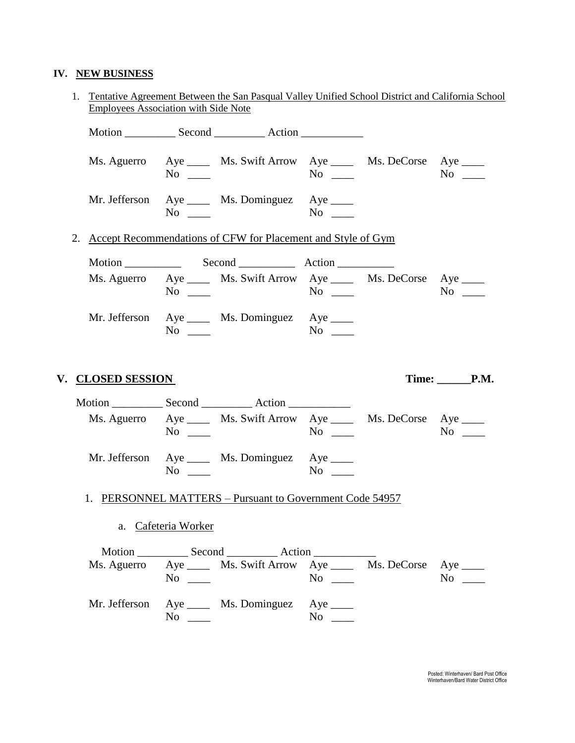## IV. NEW BUSINESS

1. Tentative Agreement Between the San Pasqual Valley Unified School District and California School Employees Association with Side Note

   Motion _________ Second _________ Action ___________

   | | | | | | |
   |---|---|---|---|---|---|
   | Ms. Aguerro | Aye ____ No ____ | Ms. Swift Arrow | Aye ____ No ____ | Ms. DeCorse | Aye ____ No ____ |
   | Mr. Jefferson | Aye ____ No ____ | Ms. Dominguez | Aye ____ No ____ | | |

2. Accept Recommendations of CFW for Placement and Style of Gym

   Motion __________ Second __________ Action __________

   | | | | | | |
   |---|---|---|---|---|---|
   | Ms. Aguerro | Aye ____ No ____ | Ms. Swift Arrow | Aye ____ No ____ | Ms. DeCorse | Aye ____ No ____ |
   | Mr. Jefferson | Aye ____ No ____ | Ms. Dominguez | Aye ____ No ____ | | |

## V. CLOSED SESSION

**Time: ______P.M.**

Motion _________ Second _________ Action ___________

| | | | | | |
|---|---|---|---|---|---|
| Ms. Aguerro | Aye ____ No ____ | Ms. Swift Arrow | Aye ____ No ____ | Ms. DeCorse | Aye ____ No ____ |
| Mr. Jefferson | Aye ____ No ____ | Ms. Dominguez | Aye ____ No ____ | | |

1. PERSONNEL MATTERS – Pursuant to Government Code 54957

   a. Cafeteria Worker

   Motion _________ Second _________ Action ___________

   | | | | | | |
   |---|---|---|---|---|---|
   | Ms. Aguerro | Aye ____ No ____ | Ms. Swift Arrow | Aye ____ No ____ | Ms. DeCorse | Aye ____ No ____ |
   | Mr. Jefferson | Aye ____ No ____ | Ms. Dominguez | Aye ____ No ____ | | |

Posted: Winterhaven/ Bard Post Office
Winterhaven/Bard Water District Office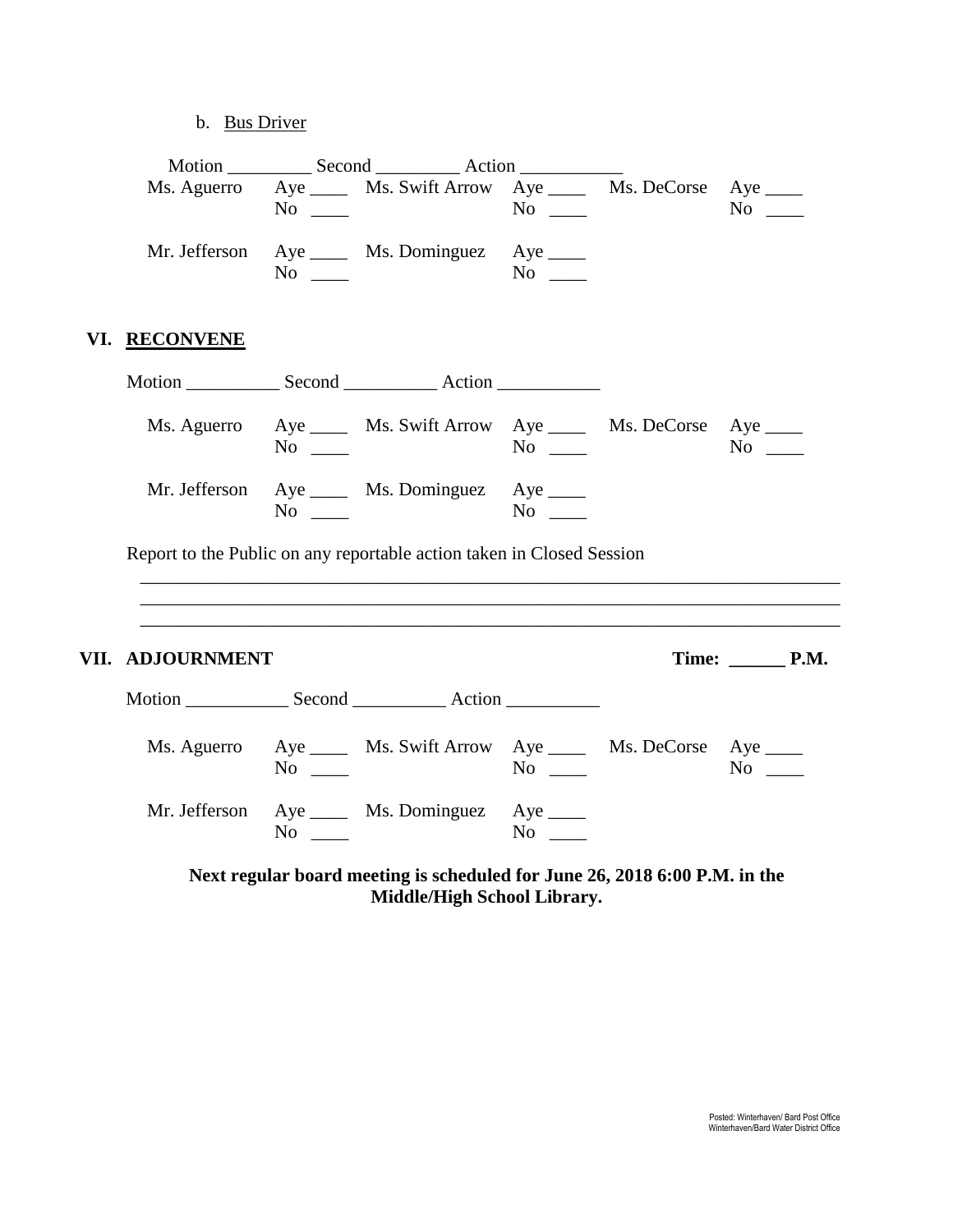b. Bus Driver

Motion _________ Second _________ Action ___________

| | | | | | |
|---|---|---|---|---|---|
| Ms. Aguerro | Aye ____ No ____ | Ms. Swift Arrow | Aye ____ No ____ | Ms. DeCorse | Aye ____ No ____ |
| Mr. Jefferson | Aye ____ No ____ | Ms. Dominguez | Aye ____ No ____ | | |

## VI. RECONVENE

Motion __________ Second __________ Action ___________

| | | | | | |
|---|---|---|---|---|---|
| Ms. Aguerro | Aye ____ No ____ | Ms. Swift Arrow | Aye ____ No ____ | Ms. DeCorse | Aye ____ No ____ |
| Mr. Jefferson | Aye ____ No ____ | Ms. Dominguez | Aye ____ No ____ | | |

Report to the Public on any reportable action taken in Closed Session

______________________________________________________________________________

______________________________________________________________________________

______________________________________________________________________________

## VII. ADJOURNMENT

**Time: ______ P.M.**

Motion ___________ Second __________ Action __________

| | | | | | |
|---|---|---|---|---|---|
| Ms. Aguerro | Aye ____ No ____ | Ms. Swift Arrow | Aye ____ No ____ | Ms. DeCorse | Aye ____ No ____ |
| Mr. Jefferson | Aye ____ No ____ | Ms. Dominguez | Aye ____ No ____ | | |

**Next regular board meeting is scheduled for June 26, 2018 6:00 P.M. in the Middle/High School Library.**

Posted: Winterhaven/ Bard Post Office
Winterhaven/Bard Water District Office